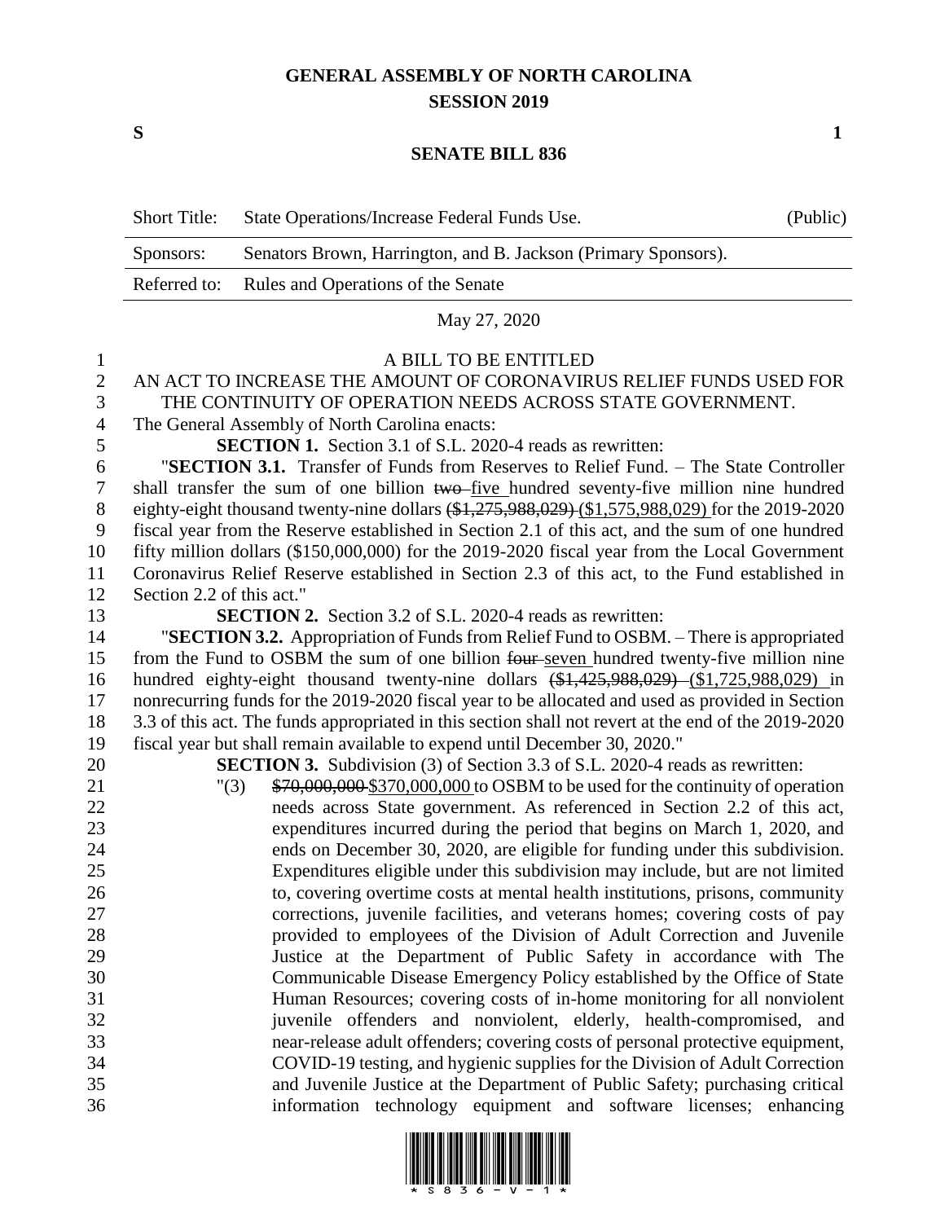# GENERAL ASSEMBLY OF NORTH CAROLINA
## SESSION 2019

**S** **1**

## SENATE BILL 836

| Short Title: | State Operations/Increase Federal Funds Use. | (Public) |
|---|---|---|
| Sponsors: | Senators Brown, Harrington, and B. Jackson (Primary Sponsors). | |
| Referred to: | Rules and Operations of the Senate | |

May 27, 2020

A BILL TO BE ENTITLED

AN ACT TO INCREASE THE AMOUNT OF CORONAVIRUS RELIEF FUNDS USED FOR THE CONTINUITY OF OPERATION NEEDS ACROSS STATE GOVERNMENT.

The General Assembly of North Carolina enacts:

**SECTION 1.** Section 3.1 of S.L. 2020-4 reads as rewritten:

"**SECTION 3.1.** Transfer of Funds from Reserves to Relief Fund. – The State Controller shall transfer the sum of one billion ~~two~~ five hundred seventy-five million nine hundred eighty-eight thousand twenty-nine dollars ~~($1,275,988,029)~~ ($1,575,988,029) for the 2019-2020 fiscal year from the Reserve established in Section 2.1 of this act, and the sum of one hundred fifty million dollars ($150,000,000) for the 2019-2020 fiscal year from the Local Government Coronavirus Relief Reserve established in Section 2.3 of this act, to the Fund established in Section 2.2 of this act."

**SECTION 2.** Section 3.2 of S.L. 2020-4 reads as rewritten:

"**SECTION 3.2.** Appropriation of Funds from Relief Fund to OSBM. – There is appropriated from the Fund to OSBM the sum of one billion ~~four~~ seven hundred twenty-five million nine hundred eighty-eight thousand twenty-nine dollars ~~($1,425,988,029)~~ ($1,725,988,029) in nonrecurring funds for the 2019-2020 fiscal year to be allocated and used as provided in Section 3.3 of this act. The funds appropriated in this section shall not revert at the end of the 2019-2020 fiscal year but shall remain available to expend until December 30, 2020."

**SECTION 3.** Subdivision (3) of Section 3.3 of S.L. 2020-4 reads as rewritten:

"(3) ~~$70,000,000~~ $370,000,000 to OSBM to be used for the continuity of operation needs across State government. As referenced in Section 2.2 of this act, expenditures incurred during the period that begins on March 1, 2020, and ends on December 30, 2020, are eligible for funding under this subdivision. Expenditures eligible under this subdivision may include, but are not limited to, covering overtime costs at mental health institutions, prisons, community corrections, juvenile facilities, and veterans homes; covering costs of pay provided to employees of the Division of Adult Correction and Juvenile Justice at the Department of Public Safety in accordance with The Communicable Disease Emergency Policy established by the Office of State Human Resources; covering costs of in-home monitoring for all nonviolent juvenile offenders and nonviolent, elderly, health-compromised, and near-release adult offenders; covering costs of personal protective equipment, COVID-19 testing, and hygienic supplies for the Division of Adult Correction and Juvenile Justice at the Department of Public Safety; purchasing critical information technology equipment and software licenses; enhancing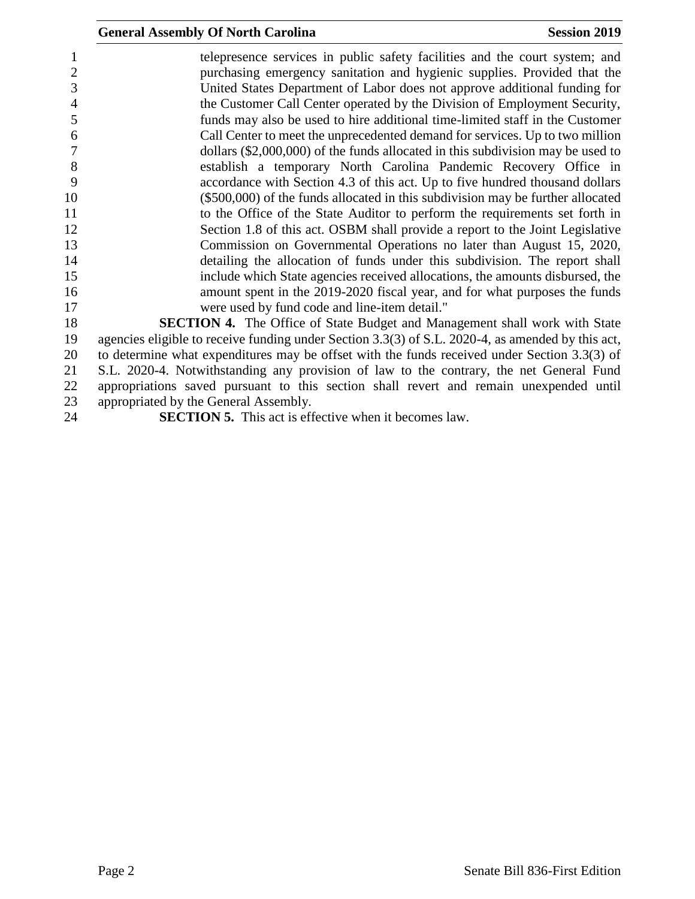telepresence services in public safety facilities and the court system; and purchasing emergency sanitation and hygienic supplies. Provided that the United States Department of Labor does not approve additional funding for the Customer Call Center operated by the Division of Employment Security, funds may also be used to hire additional time-limited staff in the Customer Call Center to meet the unprecedented demand for services. Up to two million dollars ($2,000,000) of the funds allocated in this subdivision may be used to establish a temporary North Carolina Pandemic Recovery Office in accordance with Section 4.3 of this act. Up to five hundred thousand dollars ($500,000) of the funds allocated in this subdivision may be further allocated to the Office of the State Auditor to perform the requirements set forth in Section 1.8 of this act. OSBM shall provide a report to the Joint Legislative Commission on Governmental Operations no later than August 15, 2020, detailing the allocation of funds under this subdivision. The report shall include which State agencies received allocations, the amounts disbursed, the amount spent in the 2019-2020 fiscal year, and for what purposes the funds were used by fund code and line-item detail."

**SECTION 4.** The Office of State Budget and Management shall work with State agencies eligible to receive funding under Section 3.3(3) of S.L. 2020-4, as amended by this act, to determine what expenditures may be offset with the funds received under Section 3.3(3) of S.L. 2020-4. Notwithstanding any provision of law to the contrary, the net General Fund appropriations saved pursuant to this section shall revert and remain unexpended until appropriated by the General Assembly.

**SECTION 5.** This act is effective when it becomes law.